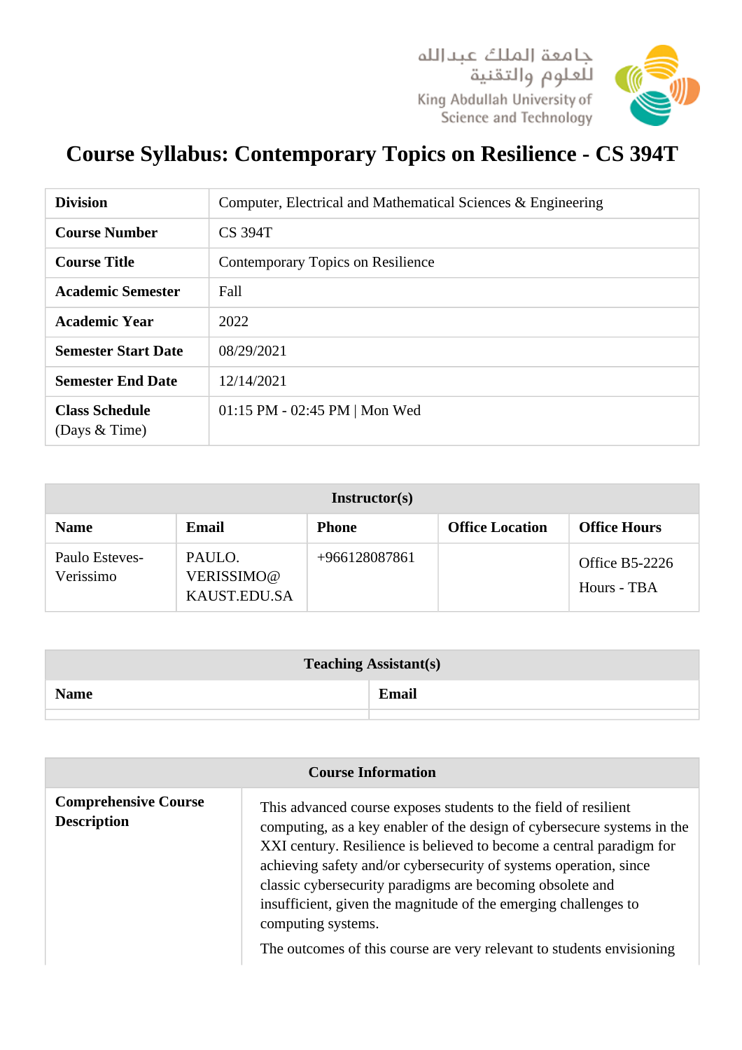جامعة الملك عبدالله
للعلوم والتقنية
King Abdullah University of
Science and Technology

# Course Syllabus: Contemporary Topics on Resilience - CS 394T

| | |
|---|---|
| **Division** | Computer, Electrical and Mathematical Sciences & Engineering |
| **Course Number** | CS 394T |
| **Course Title** | Contemporary Topics on Resilience |
| **Academic Semester** | Fall |
| **Academic Year** | 2022 |
| **Semester Start Date** | 08/29/2021 |
| **Semester End Date** | 12/14/2021 |
| **Class Schedule** (Days & Time) | 01:15 PM - 02:45 PM \| Mon Wed |

| **Instructor(s)** | | | | |
|---|---|---|---|---|
| **Name** | **Email** | **Phone** | **Office Location** | **Office Hours** |
| Paulo Esteves-Verissimo | PAULO.VERISSIMO@KAUST.EDU.SA | +966128087861 | | Office B5-2226<br>Hours - TBA |

| **Teaching Assistant(s)** | |
|---|---|
| **Name** | **Email** |
| | |

| **Course Information** | |
|---|---|
| **Comprehensive Course Description** | This advanced course exposes students to the field of resilient computing, as a key enabler of the design of cybersecure systems in the XXI century. Resilience is believed to become a central paradigm for achieving safety and/or cybersecurity of systems operation, since classic cybersecurity paradigms are becoming obsolete and insufficient, given the magnitude of the emerging challenges to computing systems.<br><br>The outcomes of this course are very relevant to students envisioning |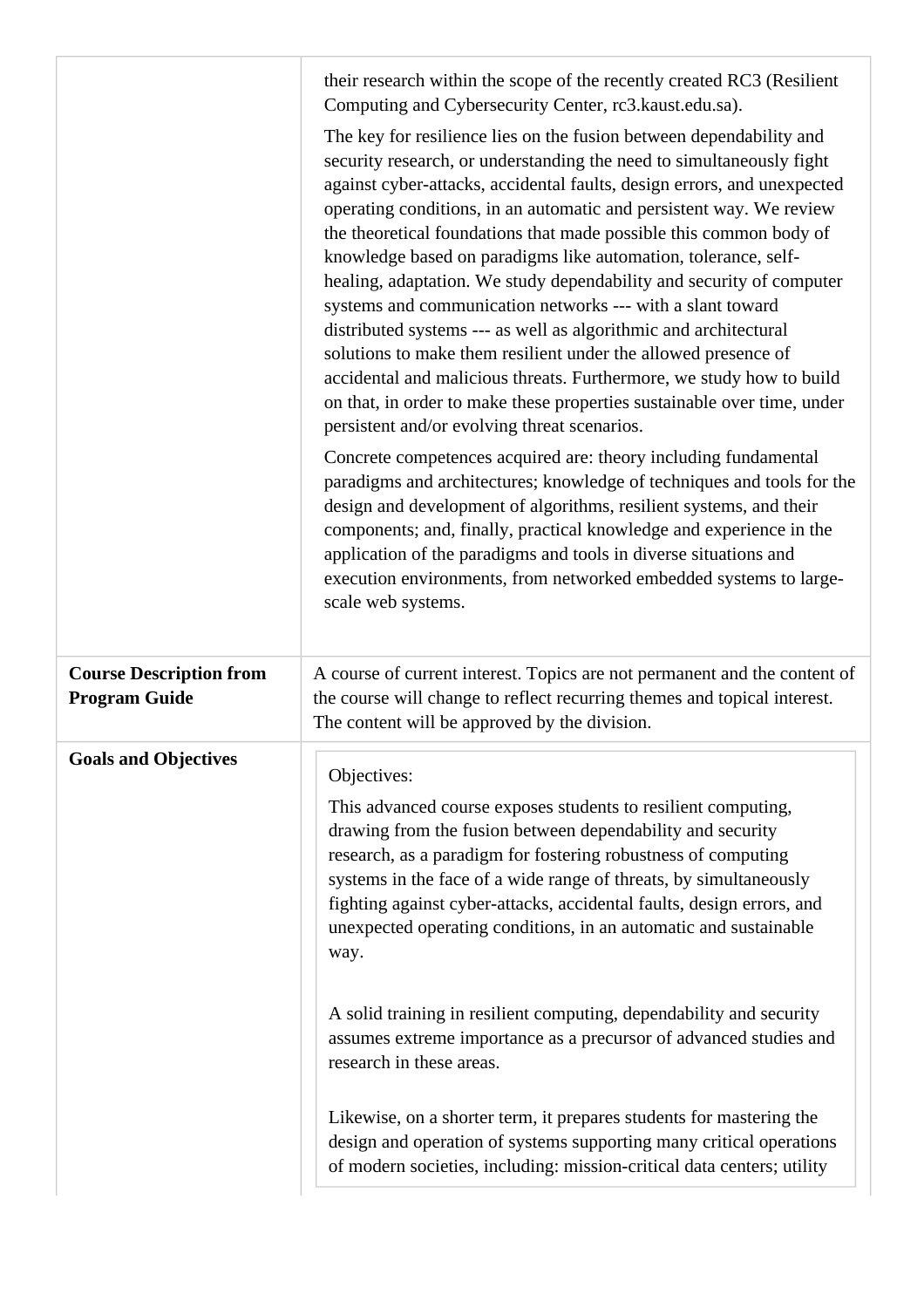| | |
|---|---|
| | their research within the scope of the recently created RC3 (Resilient Computing and Cybersecurity Center, rc3.kaust.edu.sa).<br><br>The key for resilience lies on the fusion between dependability and security research, or understanding the need to simultaneously fight against cyber-attacks, accidental faults, design errors, and unexpected operating conditions, in an automatic and persistent way. We review the theoretical foundations that made possible this common body of knowledge based on paradigms like automation, tolerance, self-healing, adaptation. We study dependability and security of computer systems and communication networks --- with a slant toward distributed systems --- as well as algorithmic and architectural solutions to make them resilient under the allowed presence of accidental and malicious threats. Furthermore, we study how to build on that, in order to make these properties sustainable over time, under persistent and/or evolving threat scenarios.<br><br>Concrete competences acquired are: theory including fundamental paradigms and architectures; knowledge of techniques and tools for the design and development of algorithms, resilient systems, and their components; and, finally, practical knowledge and experience in the application of the paradigms and tools in diverse situations and execution environments, from networked embedded systems to large-scale web systems. |
| **Course Description from Program Guide** | A course of current interest. Topics are not permanent and the content of the course will change to reflect recurring themes and topical interest. The content will be approved by the division. |
| **Goals and Objectives** | Objectives:<br><br>This advanced course exposes students to resilient computing, drawing from the fusion between dependability and security research, as a paradigm for fostering robustness of computing systems in the face of a wide range of threats, by simultaneously fighting against cyber-attacks, accidental faults, design errors, and unexpected operating conditions, in an automatic and sustainable way.<br><br>A solid training in resilient computing, dependability and security assumes extreme importance as a precursor of advanced studies and research in these areas.<br><br>Likewise, on a shorter term, it prepares students for mastering the design and operation of systems supporting many critical operations of modern societies, including: mission-critical data centers; utility |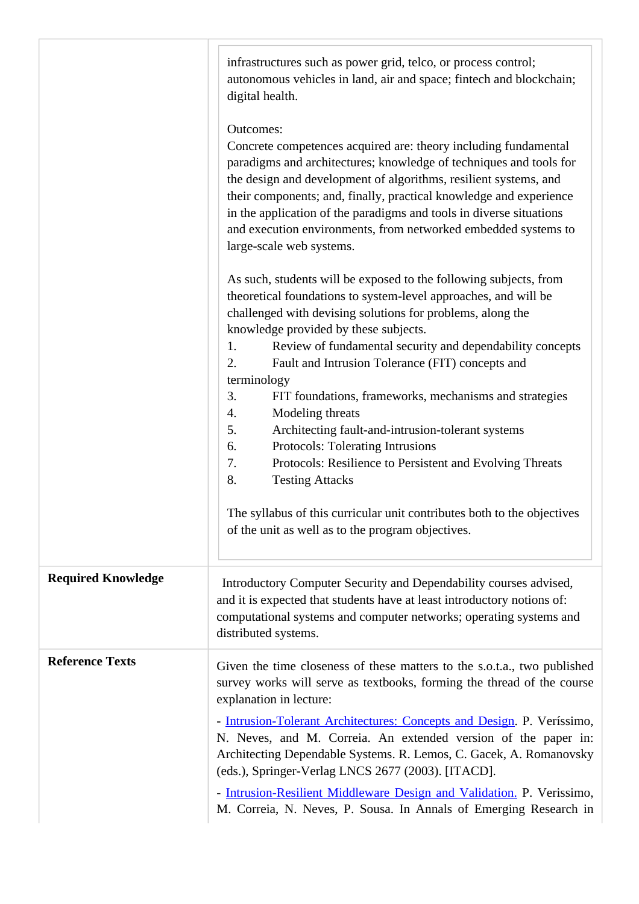| | |
|---|---|
| | infrastructures such as power grid, telco, or process control; autonomous vehicles in land, air and space; fintech and blockchain; digital health.<br><br>Outcomes:<br>Concrete competences acquired are: theory including fundamental paradigms and architectures; knowledge of techniques and tools for the design and development of algorithms, resilient systems, and their components; and, finally, practical knowledge and experience in the application of the paradigms and tools in diverse situations and execution environments, from networked embedded systems to large-scale web systems.<br><br>As such, students will be exposed to the following subjects, from theoretical foundations to system-level approaches, and will be challenged with devising solutions for problems, along the knowledge provided by these subjects.<br>1. Review of fundamental security and dependability concepts<br>2. Fault and Intrusion Tolerance (FIT) concepts and terminology<br>3. FIT foundations, frameworks, mechanisms and strategies<br>4. Modeling threats<br>5. Architecting fault-and-intrusion-tolerant systems<br>6. Protocols: Tolerating Intrusions<br>7. Protocols: Resilience to Persistent and Evolving Threats<br>8. Testing Attacks<br><br>The syllabus of this curricular unit contributes both to the objectives of the unit as well as to the program objectives. |
| **Required Knowledge** | Introductory Computer Security and Dependability courses advised, and it is expected that students have at least introductory notions of: computational systems and computer networks; operating systems and distributed systems. |
| **Reference Texts** | Given the time closeness of these matters to the s.o.t.a., two published survey works will serve as textbooks, forming the thread of the course explanation in lecture:<br><br>- Intrusion-Tolerant Architectures: Concepts and Design. P. Veríssimo, N. Neves, and M. Correia. An extended version of the paper in: Architecting Dependable Systems. R. Lemos, C. Gacek, A. Romanovsky (eds.), Springer-Verlag LNCS 2677 (2003). [ITACD].<br><br>- Intrusion-Resilient Middleware Design and Validation. P. Verissimo, M. Correia, N. Neves, P. Sousa. In Annals of Emerging Research in |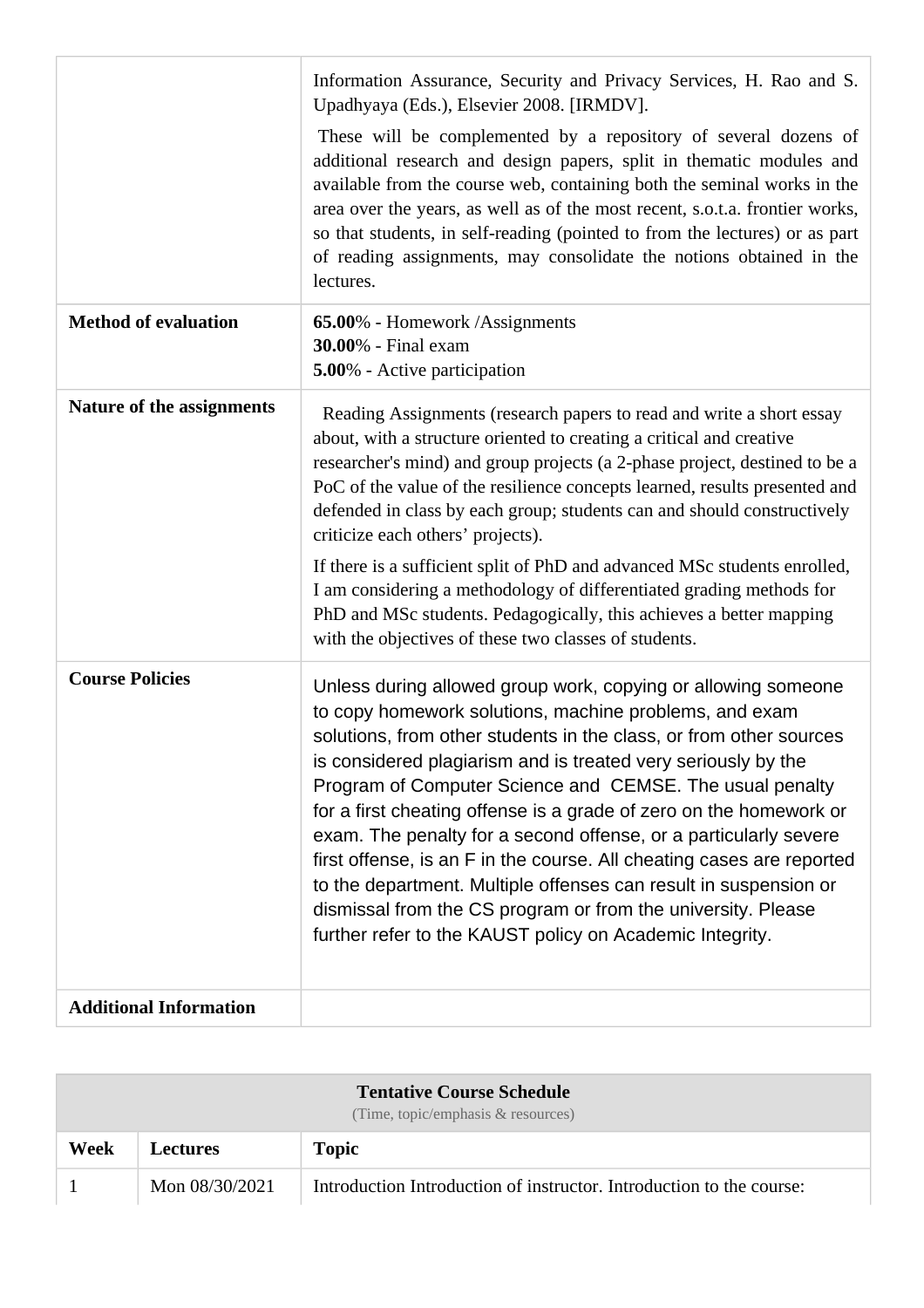| | |
|---|---|
| | Information Assurance, Security and Privacy Services, H. Rao and S. Upadhyaya (Eds.), Elsevier 2008. [IRMDV]. These will be complemented by a repository of several dozens of additional research and design papers, split in thematic modules and available from the course web, containing both the seminal works in the area over the years, as well as of the most recent, s.o.t.a. frontier works, so that students, in self-reading (pointed to from the lectures) or as part of reading assignments, may consolidate the notions obtained in the lectures. |
| **Method of evaluation** | **65.00**% - Homework /Assignments<br>**30.00**% - Final exam<br>**5.00**% - Active participation |
| **Nature of the assignments** | Reading Assignments (research papers to read and write a short essay about, with a structure oriented to creating a critical and creative researcher's mind) and group projects (a 2-phase project, destined to be a PoC of the value of the resilience concepts learned, results presented and defended in class by each group; students can and should constructively criticize each others' projects).<br>If there is a sufficient split of PhD and advanced MSc students enrolled, I am considering a methodology of differentiated grading methods for PhD and MSc students. Pedagogically, this achieves a better mapping with the objectives of these two classes of students. |
| **Course Policies** | Unless during allowed group work, copying or allowing someone to copy homework solutions, machine problems, and exam solutions, from other students in the class, or from other sources is considered plagiarism and is treated very seriously by the Program of Computer Science and CEMSE. The usual penalty for a first cheating offense is a grade of zero on the homework or exam. The penalty for a second offense, or a particularly severe first offense, is an F in the course. All cheating cases are reported to the department. Multiple offenses can result in suspension or dismissal from the CS program or from the university. Please further refer to the KAUST policy on Academic Integrity. |
| **Additional Information** | |

**Tentative Course Schedule**
(Time, topic/emphasis & resources)

| Week | Lectures | Topic |
|---|---|---|
| 1 | Mon 08/30/2021 | Introduction Introduction of instructor. Introduction to the course: |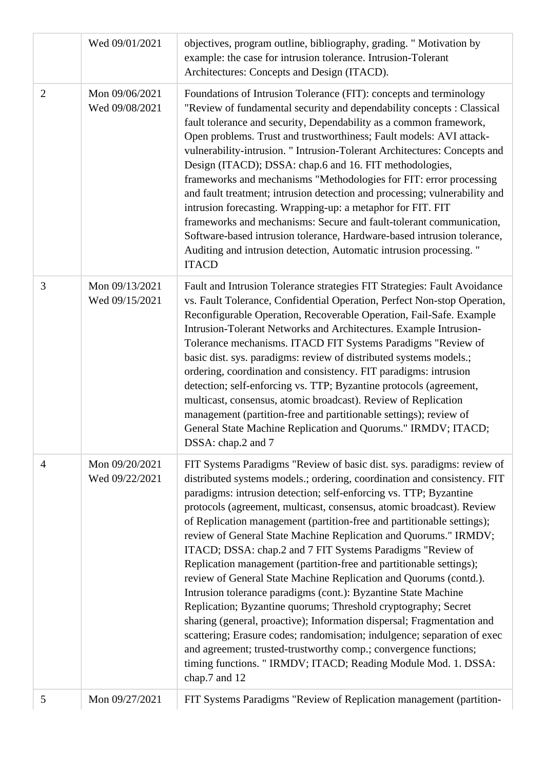| | | |
|---|---|---|
| | Wed 09/01/2021 | objectives, program outline, bibliography, grading. " Motivation by example: the case for intrusion tolerance. Intrusion-Tolerant Architectures: Concepts and Design (ITACD). |
| 2 | Mon 09/06/2021<br>Wed 09/08/2021 | Foundations of Intrusion Tolerance (FIT): concepts and terminology "Review of fundamental security and dependability concepts : Classical fault tolerance and security, Dependability as a common framework, Open problems. Trust and trustworthiness; Fault models: AVI attack-vulnerability-intrusion. " Intrusion-Tolerant Architectures: Concepts and Design (ITACD); DSSA: chap.6 and 16. FIT methodologies, frameworks and mechanisms "Methodologies for FIT: error processing and fault treatment; intrusion detection and processing; vulnerability and intrusion forecasting. Wrapping-up: a metaphor for FIT. FIT frameworks and mechanisms: Secure and fault-tolerant communication, Software-based intrusion tolerance, Hardware-based intrusion tolerance, Auditing and intrusion detection, Automatic intrusion processing. " ITACD |
| 3 | Mon 09/13/2021<br>Wed 09/15/2021 | Fault and Intrusion Tolerance strategies FIT Strategies: Fault Avoidance vs. Fault Tolerance, Confidential Operation, Perfect Non-stop Operation, Reconfigurable Operation, Recoverable Operation, Fail-Safe. Example Intrusion-Tolerant Networks and Architectures. Example Intrusion-Tolerance mechanisms. ITACD FIT Systems Paradigms "Review of basic dist. sys. paradigms: review of distributed systems models.; ordering, coordination and consistency. FIT paradigms: intrusion detection; self-enforcing vs. TTP; Byzantine protocols (agreement, multicast, consensus, atomic broadcast). Review of Replication management (partition-free and partitionable settings); review of General State Machine Replication and Quorums." IRMDV; ITACD; DSSA: chap.2 and 7 |
| 4 | Mon 09/20/2021<br>Wed 09/22/2021 | FIT Systems Paradigms "Review of basic dist. sys. paradigms: review of distributed systems models.; ordering, coordination and consistency. FIT paradigms: intrusion detection; self-enforcing vs. TTP; Byzantine protocols (agreement, multicast, consensus, atomic broadcast). Review of Replication management (partition-free and partitionable settings); review of General State Machine Replication and Quorums." IRMDV; ITACD; DSSA: chap.2 and 7 FIT Systems Paradigms "Review of Replication management (partition-free and partitionable settings); review of General State Machine Replication and Quorums (contd.). Intrusion tolerance paradigms (cont.): Byzantine State Machine Replication; Byzantine quorums; Threshold cryptography; Secret sharing (general, proactive); Information dispersal; Fragmentation and scattering; Erasure codes; randomisation; indulgence; separation of exec and agreement; trusted-trustworthy comp.; convergence functions; timing functions. " IRMDV; ITACD; Reading Module Mod. 1. DSSA: chap.7 and 12 |
| 5 | Mon 09/27/2021 | FIT Systems Paradigms "Review of Replication management (partition- |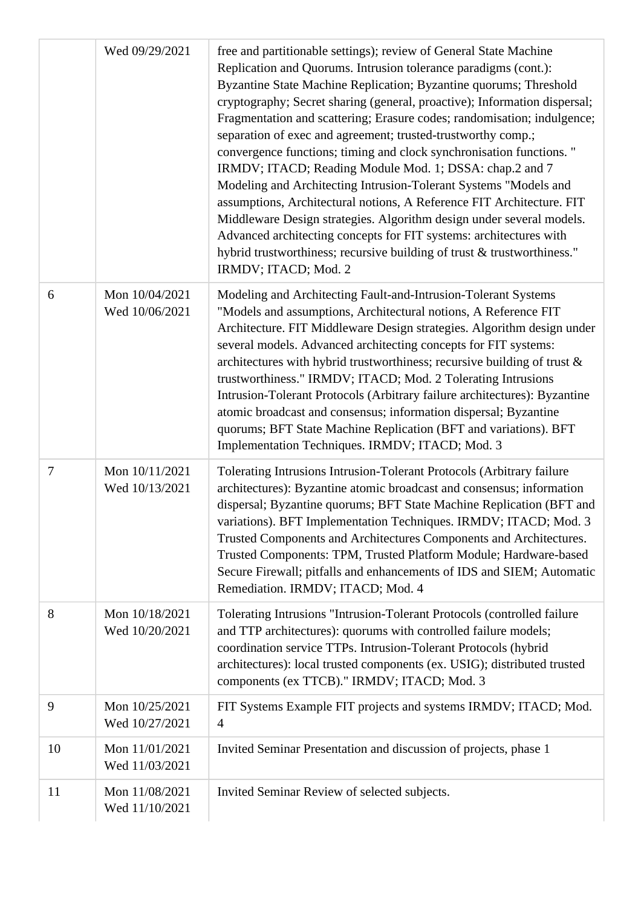| | | |
|---|---|---|
| | Wed 09/29/2021 | free and partitionable settings); review of General State Machine Replication and Quorums. Intrusion tolerance paradigms (cont.): Byzantine State Machine Replication; Byzantine quorums; Threshold cryptography; Secret sharing (general, proactive); Information dispersal; Fragmentation and scattering; Erasure codes; randomisation; indulgence; separation of exec and agreement; trusted-trustworthy comp.; convergence functions; timing and clock synchronisation functions. " IRMDV; ITACD; Reading Module Mod. 1; DSSA: chap.2 and 7 Modeling and Architecting Intrusion-Tolerant Systems "Models and assumptions, Architectural notions, A Reference FIT Architecture. FIT Middleware Design strategies. Algorithm design under several models. Advanced architecting concepts for FIT systems: architectures with hybrid trustworthiness; recursive building of trust & trustworthiness." IRMDV; ITACD; Mod. 2 |
| 6 | Mon 10/04/2021<br>Wed 10/06/2021 | Modeling and Architecting Fault-and-Intrusion-Tolerant Systems "Models and assumptions, Architectural notions, A Reference FIT Architecture. FIT Middleware Design strategies. Algorithm design under several models. Advanced architecting concepts for FIT systems: architectures with hybrid trustworthiness; recursive building of trust & trustworthiness." IRMDV; ITACD; Mod. 2 Tolerating Intrusions Intrusion-Tolerant Protocols (Arbitrary failure architectures): Byzantine atomic broadcast and consensus; information dispersal; Byzantine quorums; BFT State Machine Replication (BFT and variations). BFT Implementation Techniques. IRMDV; ITACD; Mod. 3 |
| 7 | Mon 10/11/2021<br>Wed 10/13/2021 | Tolerating Intrusions Intrusion-Tolerant Protocols (Arbitrary failure architectures): Byzantine atomic broadcast and consensus; information dispersal; Byzantine quorums; BFT State Machine Replication (BFT and variations). BFT Implementation Techniques. IRMDV; ITACD; Mod. 3 Trusted Components and Architectures Components and Architectures. Trusted Components: TPM, Trusted Platform Module; Hardware-based Secure Firewall; pitfalls and enhancements of IDS and SIEM; Automatic Remediation. IRMDV; ITACD; Mod. 4 |
| 8 | Mon 10/18/2021<br>Wed 10/20/2021 | Tolerating Intrusions "Intrusion-Tolerant Protocols (controlled failure and TTP architectures): quorums with controlled failure models; coordination service TTPs. Intrusion-Tolerant Protocols (hybrid architectures): local trusted components (ex. USIG); distributed trusted components (ex TTCB)." IRMDV; ITACD; Mod. 3 |
| 9 | Mon 10/25/2021<br>Wed 10/27/2021 | FIT Systems Example FIT projects and systems IRMDV; ITACD; Mod. 4 |
| 10 | Mon 11/01/2021<br>Wed 11/03/2021 | Invited Seminar Presentation and discussion of projects, phase 1 |
| 11 | Mon 11/08/2021<br>Wed 11/10/2021 | Invited Seminar Review of selected subjects. |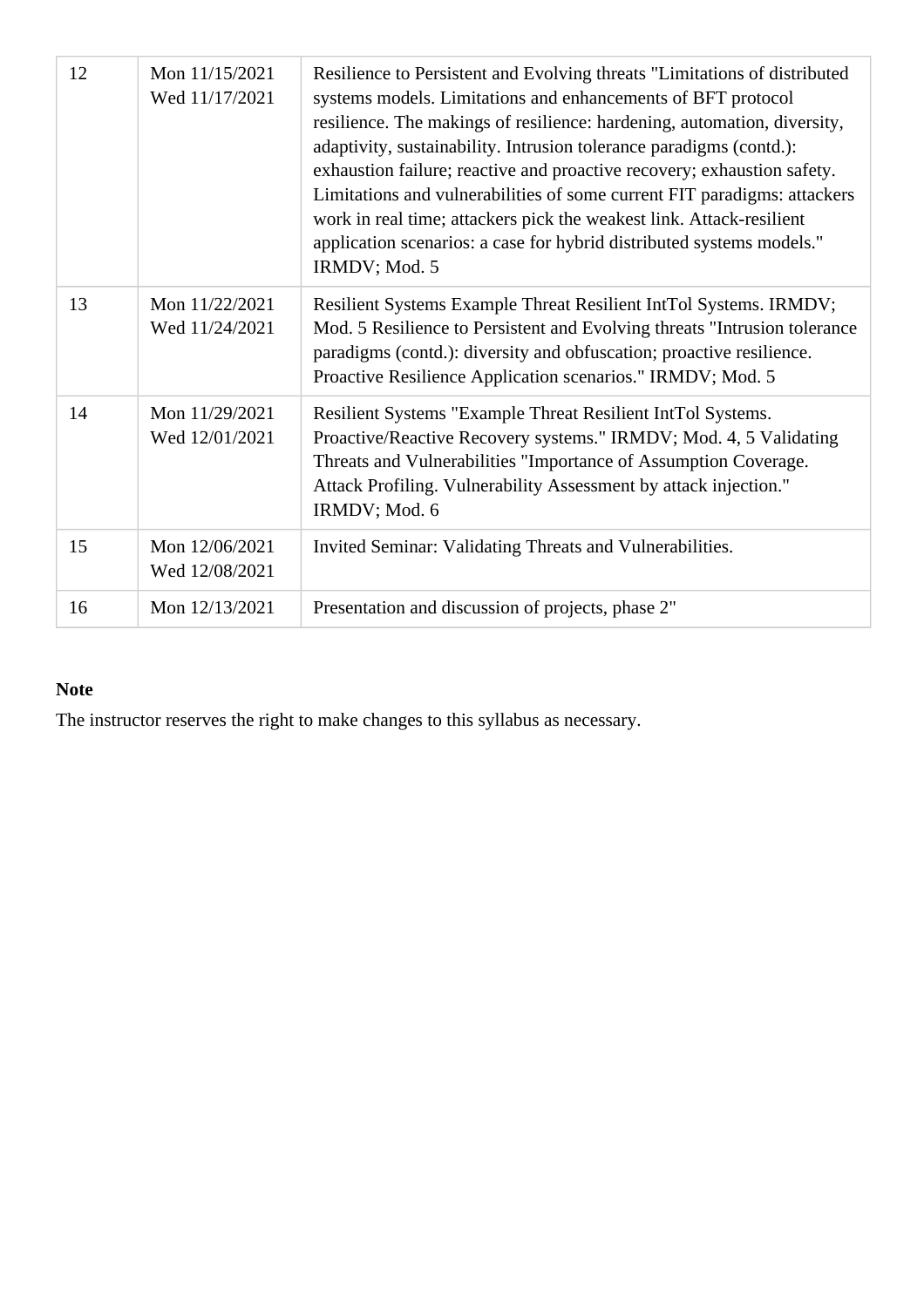| | | |
|---|---|---|
| 12 | Mon 11/15/2021<br>Wed 11/17/2021 | Resilience to Persistent and Evolving threats "Limitations of distributed systems models. Limitations and enhancements of BFT protocol resilience. The makings of resilience: hardening, automation, diversity, adaptivity, sustainability. Intrusion tolerance paradigms (contd.): exhaustion failure; reactive and proactive recovery; exhaustion safety. Limitations and vulnerabilities of some current FIT paradigms: attackers work in real time; attackers pick the weakest link. Attack-resilient application scenarios: a case for hybrid distributed systems models." IRMDV; Mod. 5 |
| 13 | Mon 11/22/2021<br>Wed 11/24/2021 | Resilient Systems Example Threat Resilient IntTol Systems. IRMDV; Mod. 5 Resilience to Persistent and Evolving threats "Intrusion tolerance paradigms (contd.): diversity and obfuscation; proactive resilience. Proactive Resilience Application scenarios." IRMDV; Mod. 5 |
| 14 | Mon 11/29/2021<br>Wed 12/01/2021 | Resilient Systems "Example Threat Resilient IntTol Systems. Proactive/Reactive Recovery systems." IRMDV; Mod. 4, 5 Validating Threats and Vulnerabilities "Importance of Assumption Coverage. Attack Profiling. Vulnerability Assessment by attack injection." IRMDV; Mod. 6 |
| 15 | Mon 12/06/2021<br>Wed 12/08/2021 | Invited Seminar: Validating Threats and Vulnerabilities. |
| 16 | Mon 12/13/2021 | Presentation and discussion of projects, phase 2" |

**Note**

The instructor reserves the right to make changes to this syllabus as necessary.